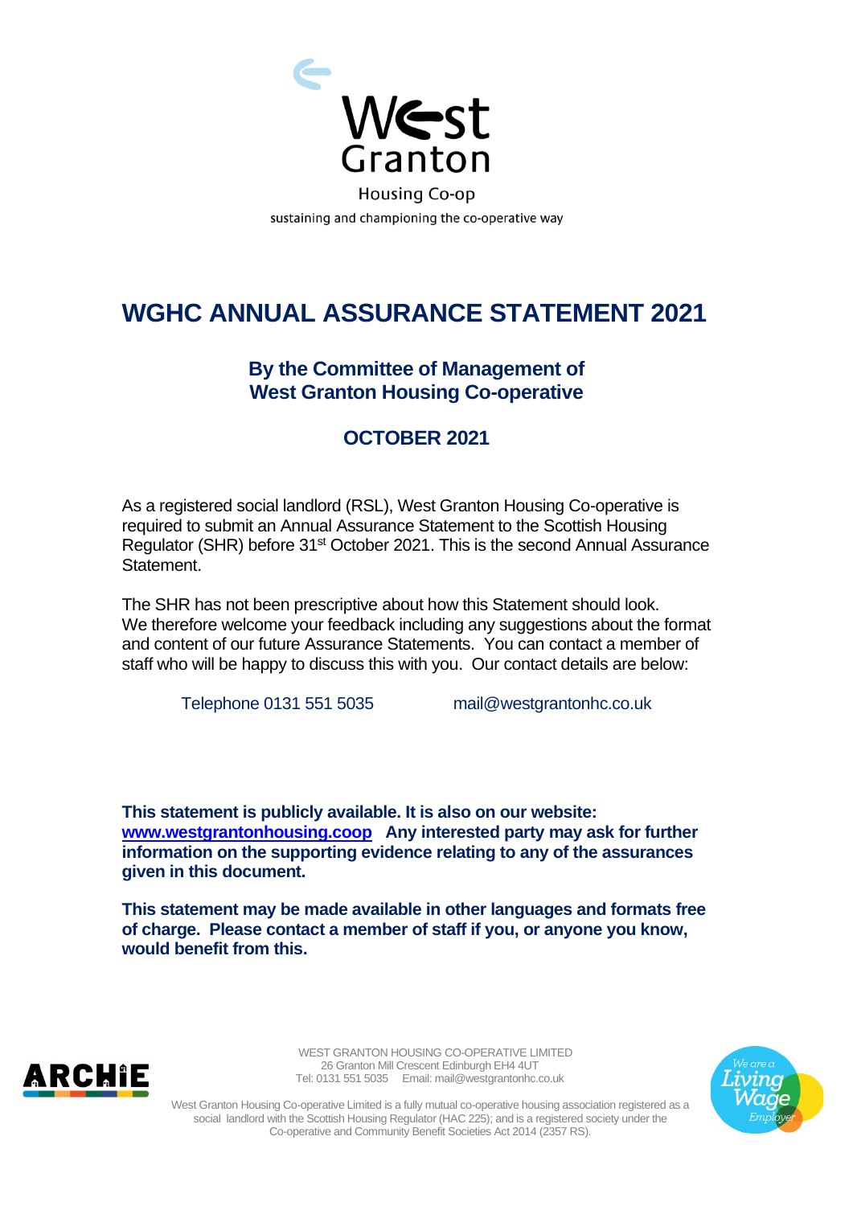West Granton

Housing Co-op

sustaining and championing the co-operative way

# WGHC ANNUAL ASSURANCE STATEMENT 2021

## By the Committee of Management of West Granton Housing Co-operative

## OCTOBER 2021

As a registered social landlord (RSL), West Granton Housing Co-operative is required to submit an Annual Assurance Statement to the Scottish Housing Regulator (SHR) before 31st October 2021. This is the second Annual Assurance Statement.

The SHR has not been prescriptive about how this Statement should look. We therefore welcome your feedback including any suggestions about the format and content of our future Assurance Statements. You can contact a member of staff who will be happy to discuss this with you. Our contact details are below:

Telephone 0131 551 5035 mail@westgrantonhc.co.uk

**This statement is publicly available. It is also on our website: [www.westgrantonhousing.coop](www.westgrantonhousing.coop) Any interested party may ask for further information on the supporting evidence relating to any of the assurances given in this document.**

**This statement may be made available in other languages and formats free of charge. Please contact a member of staff if you, or anyone you know, would benefit from this.**

ARCHIE

WEST GRANTON HOUSING CO-OPERATIVE LIMITED
26 Granton Mill Crescent Edinburgh EH4 4UT
Tel: 0131 551 5035 Email: mail@westgrantonhc.co.uk

West Granton Housing Co-operative Limited is a fully mutual co-operative housing association registered as a social landlord with the Scottish Housing Regulator (HAC 225); and is a registered society under the Co-operative and Community Benefit Societies Act 2014 (2357 RS).

We are a Living Wage Employer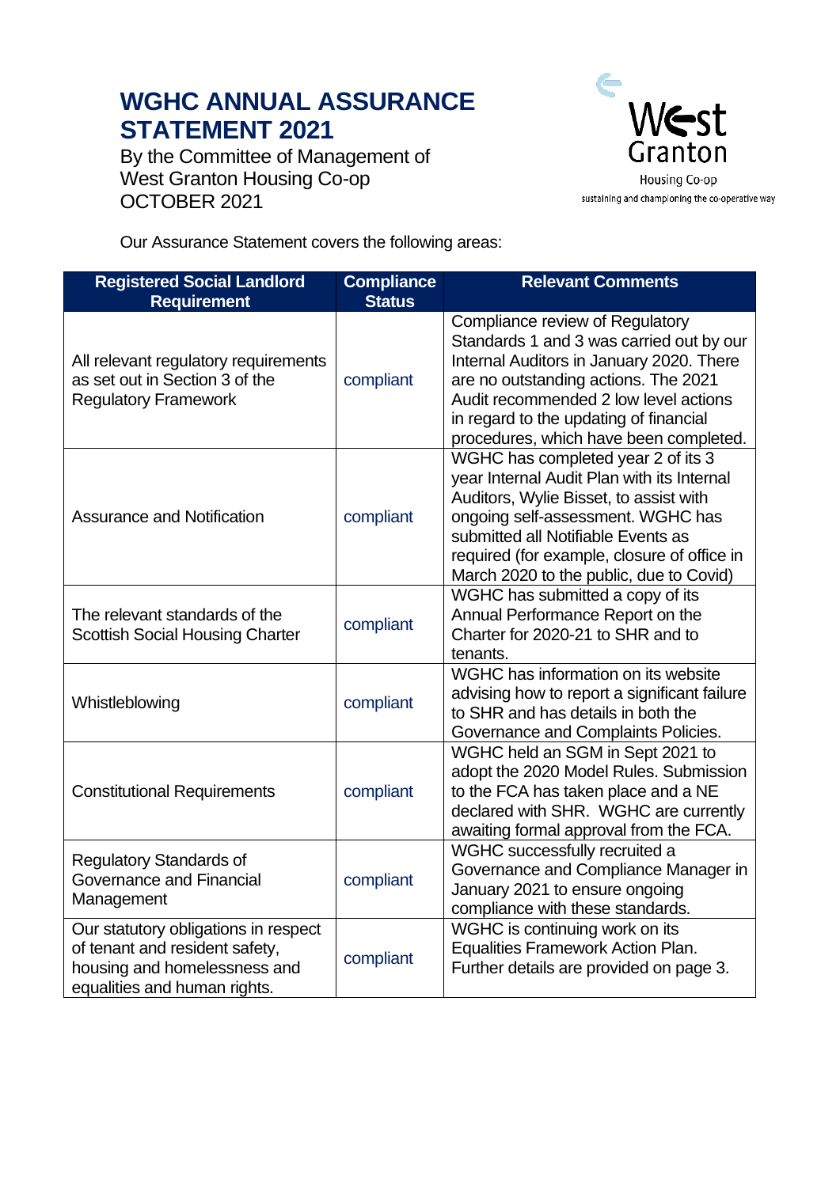# WGHC ANNUAL ASSURANCE STATEMENT 2021

By the Committee of Management of
West Granton Housing Co-op
OCTOBER 2021

West Granton
Housing Co-op
sustaining and championing the co-operative way

Our Assurance Statement covers the following areas:

| Registered Social Landlord Requirement | Compliance Status | Relevant Comments |
|---|---|---|
| All relevant regulatory requirements as set out in Section 3 of the Regulatory Framework | compliant | Compliance review of Regulatory Standards 1 and 3 was carried out by our Internal Auditors in January 2020. There are no outstanding actions. The 2021 Audit recommended 2 low level actions in regard to the updating of financial procedures, which have been completed. |
| Assurance and Notification | compliant | WGHC has completed year 2 of its 3 year Internal Audit Plan with its Internal Auditors, Wylie Bisset, to assist with ongoing self-assessment. WGHC has submitted all Notifiable Events as required (for example, closure of office in March 2020 to the public, due to Covid) |
| The relevant standards of the Scottish Social Housing Charter | compliant | WGHC has submitted a copy of its Annual Performance Report on the Charter for 2020-21 to SHR and to tenants. |
| Whistleblowing | compliant | WGHC has information on its website advising how to report a significant failure to SHR and has details in both the Governance and Complaints Policies. |
| Constitutional Requirements | compliant | WGHC held an SGM in Sept 2021 to adopt the 2020 Model Rules. Submission to the FCA has taken place and a NE declared with SHR. WGHC are currently awaiting formal approval from the FCA. |
| Regulatory Standards of Governance and Financial Management | compliant | WGHC successfully recruited a Governance and Compliance Manager in January 2021 to ensure ongoing compliance with these standards. |
| Our statutory obligations in respect of tenant and resident safety, housing and homelessness and equalities and human rights. | compliant | WGHC is continuing work on its Equalities Framework Action Plan. Further details are provided on page 3. |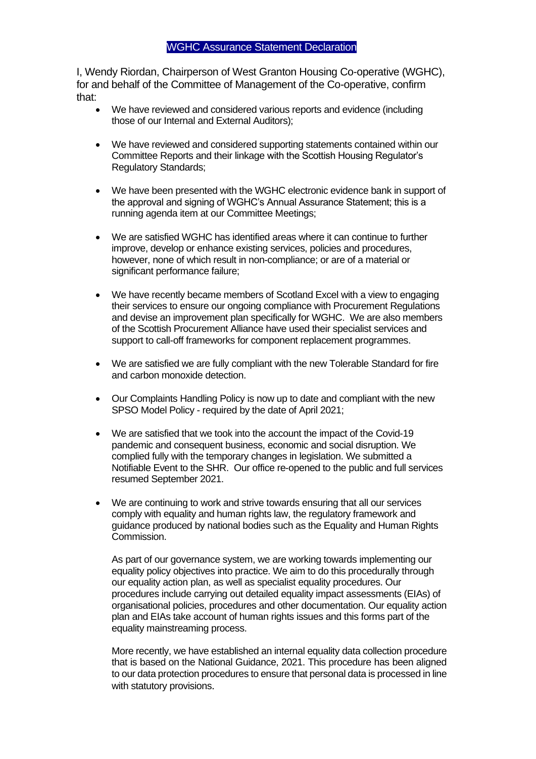# WGHC Assurance Statement Declaration

I, Wendy Riordan, Chairperson of West Granton Housing Co-operative (WGHC), for and behalf of the Committee of Management of the Co-operative, confirm that:

- We have reviewed and considered various reports and evidence (including those of our Internal and External Auditors);

- We have reviewed and considered supporting statements contained within our Committee Reports and their linkage with the Scottish Housing Regulator's Regulatory Standards;

- We have been presented with the WGHC electronic evidence bank in support of the approval and signing of WGHC's Annual Assurance Statement; this is a running agenda item at our Committee Meetings;

- We are satisfied WGHC has identified areas where it can continue to further improve, develop or enhance existing services, policies and procedures, however, none of which result in non-compliance; or are of a material or significant performance failure;

- We have recently became members of Scotland Excel with a view to engaging their services to ensure our ongoing compliance with Procurement Regulations and devise an improvement plan specifically for WGHC. We are also members of the Scottish Procurement Alliance have used their specialist services and support to call-off frameworks for component replacement programmes.

- We are satisfied we are fully compliant with the new Tolerable Standard for fire and carbon monoxide detection.

- Our Complaints Handling Policy is now up to date and compliant with the new SPSO Model Policy - required by the date of April 2021;

- We are satisfied that we took into the account the impact of the Covid-19 pandemic and consequent business, economic and social disruption. We complied fully with the temporary changes in legislation. We submitted a Notifiable Event to the SHR. Our office re-opened to the public and full services resumed September 2021.

- We are continuing to work and strive towards ensuring that all our services comply with equality and human rights law, the regulatory framework and guidance produced by national bodies such as the Equality and Human Rights Commission.

  As part of our governance system, we are working towards implementing our equality policy objectives into practice. We aim to do this procedurally through our equality action plan, as well as specialist equality procedures. Our procedures include carrying out detailed equality impact assessments (EIAs) of organisational policies, procedures and other documentation. Our equality action plan and EIAs take account of human rights issues and this forms part of the equality mainstreaming process.

  More recently, we have established an internal equality data collection procedure that is based on the National Guidance, 2021. This procedure has been aligned to our data protection procedures to ensure that personal data is processed in line with statutory provisions.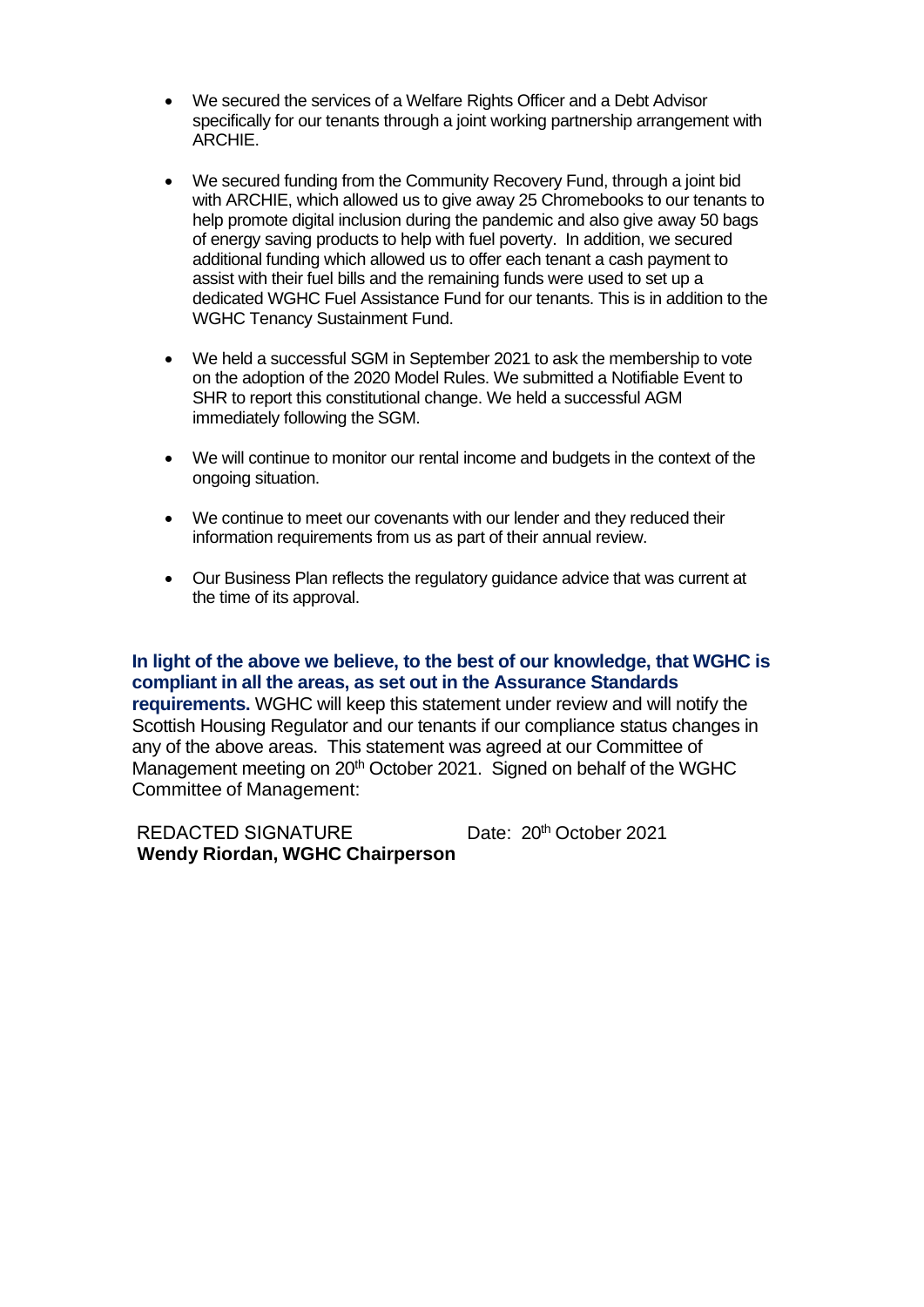- We secured the services of a Welfare Rights Officer and a Debt Advisor specifically for our tenants through a joint working partnership arrangement with ARCHIE.

- We secured funding from the Community Recovery Fund, through a joint bid with ARCHIE, which allowed us to give away 25 Chromebooks to our tenants to help promote digital inclusion during the pandemic and also give away 50 bags of energy saving products to help with fuel poverty. In addition, we secured additional funding which allowed us to offer each tenant a cash payment to assist with their fuel bills and the remaining funds were used to set up a dedicated WGHC Fuel Assistance Fund for our tenants. This is in addition to the WGHC Tenancy Sustainment Fund.

- We held a successful SGM in September 2021 to ask the membership to vote on the adoption of the 2020 Model Rules. We submitted a Notifiable Event to SHR to report this constitutional change. We held a successful AGM immediately following the SGM.

- We will continue to monitor our rental income and budgets in the context of the ongoing situation.

- We continue to meet our covenants with our lender and they reduced their information requirements from us as part of their annual review.

- Our Business Plan reflects the regulatory guidance advice that was current at the time of its approval.

**In light of the above we believe, to the best of our knowledge, that WGHC is compliant in all the areas, as set out in the Assurance Standards requirements.** WGHC will keep this statement under review and will notify the Scottish Housing Regulator and our tenants if our compliance status changes in any of the above areas. This statement was agreed at our Committee of Management meeting on 20th October 2021. Signed on behalf of the WGHC Committee of Management:

REDACTED SIGNATURE Date: 20th October 2021

**Wendy Riordan, WGHC Chairperson**